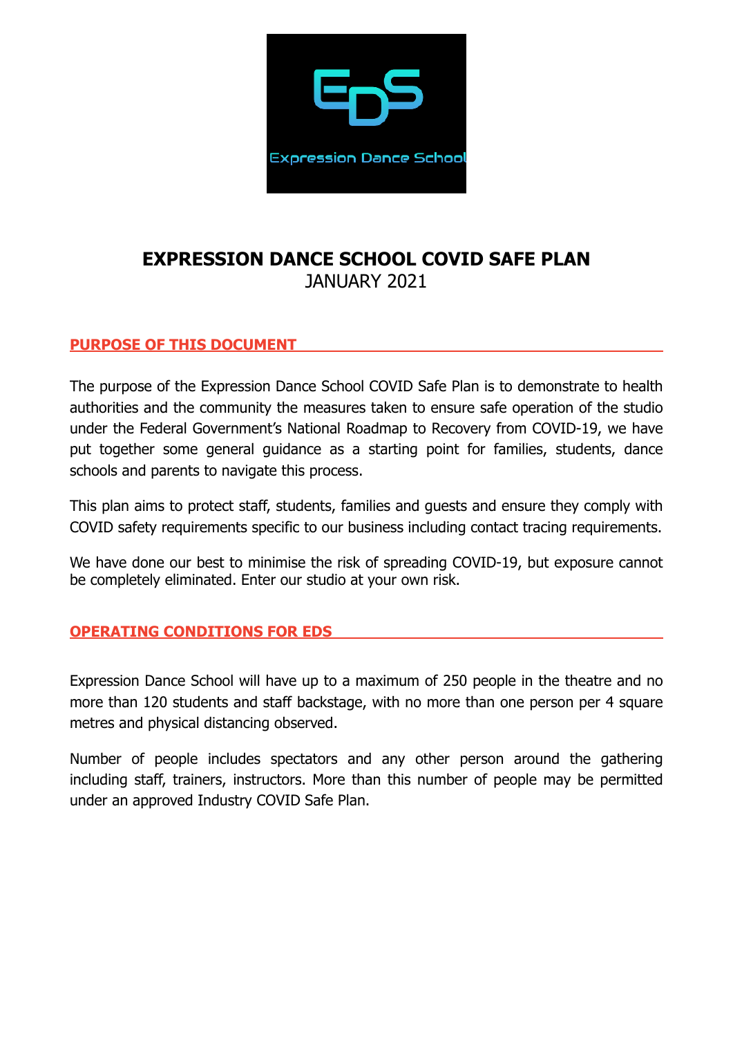# EXPRESSION DANCE SCHOOL COVID SAFE PLAN

JANUARY 2021

## PURPOSE OF THIS DOCUMENT

The purpose of the Expression Dance School COVID Safe Plan is to demonstrate to health authorities and the community the measures taken to ensure safe operation of the studio under the Federal Government's National Roadmap to Recovery from COVID-19, we have put together some general guidance as a starting point for families, students, dance schools and parents to navigate this process.

This plan aims to protect staff, students, families and guests and ensure they comply with COVID safety requirements specific to our business including contact tracing requirements.

We have done our best to minimise the risk of spreading COVID-19, but exposure cannot be completely eliminated. Enter our studio at your own risk.

## OPERATING CONDITIONS FOR EDS

Expression Dance School will have up to a maximum of 250 people in the theatre and no more than 120 students and staff backstage, with no more than one person per 4 square metres and physical distancing observed.

Number of people includes spectators and any other person around the gathering including staff, trainers, instructors. More than this number of people may be permitted under an approved Industry COVID Safe Plan.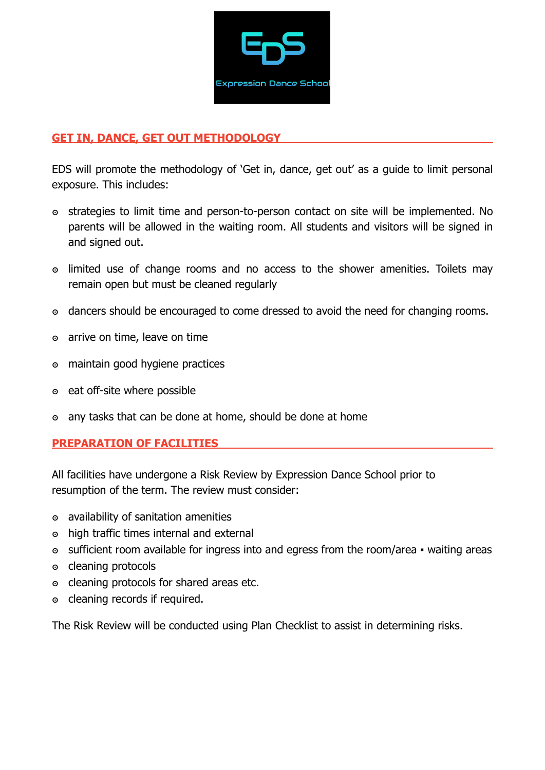## GET IN, DANCE, GET OUT METHODOLOGY

EDS will promote the methodology of 'Get in, dance, get out' as a guide to limit personal exposure. This includes:

- strategies to limit time and person-to-person contact on site will be implemented. No parents will be allowed in the waiting room. All students and visitors will be signed in and signed out.
- limited use of change rooms and no access to the shower amenities. Toilets may remain open but must be cleaned regularly
- dancers should be encouraged to come dressed to avoid the need for changing rooms.
- arrive on time, leave on time
- maintain good hygiene practices
- eat off-site where possible
- any tasks that can be done at home, should be done at home

## PREPARATION OF FACILITIES

All facilities have undergone a Risk Review by Expression Dance School prior to resumption of the term. The review must consider:

- availability of sanitation amenities
- high traffic times internal and external
- sufficient room available for ingress into and egress from the room/area ▪ waiting areas
- cleaning protocols
- cleaning protocols for shared areas etc.
- cleaning records if required.

The Risk Review will be conducted using Plan Checklist to assist in determining risks.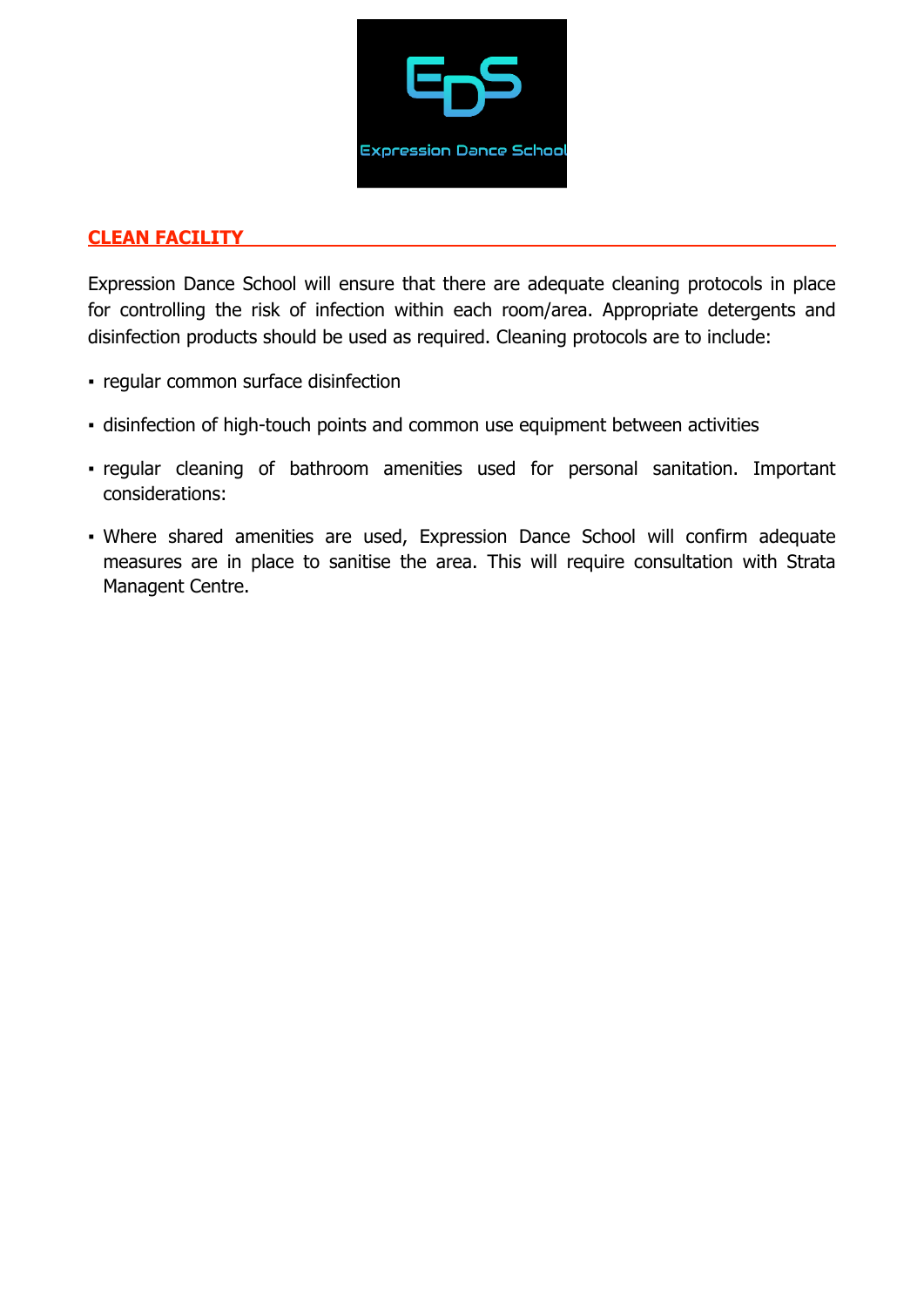## CLEAN FACILITY

Expression Dance School will ensure that there are adequate cleaning protocols in place for controlling the risk of infection within each room/area. Appropriate detergents and disinfection products should be used as required. Cleaning protocols are to include:

- regular common surface disinfection
- disinfection of high-touch points and common use equipment between activities
- regular cleaning of bathroom amenities used for personal sanitation. Important considerations:
- Where shared amenities are used, Expression Dance School will confirm adequate measures are in place to sanitise the area. This will require consultation with Strata Managent Centre.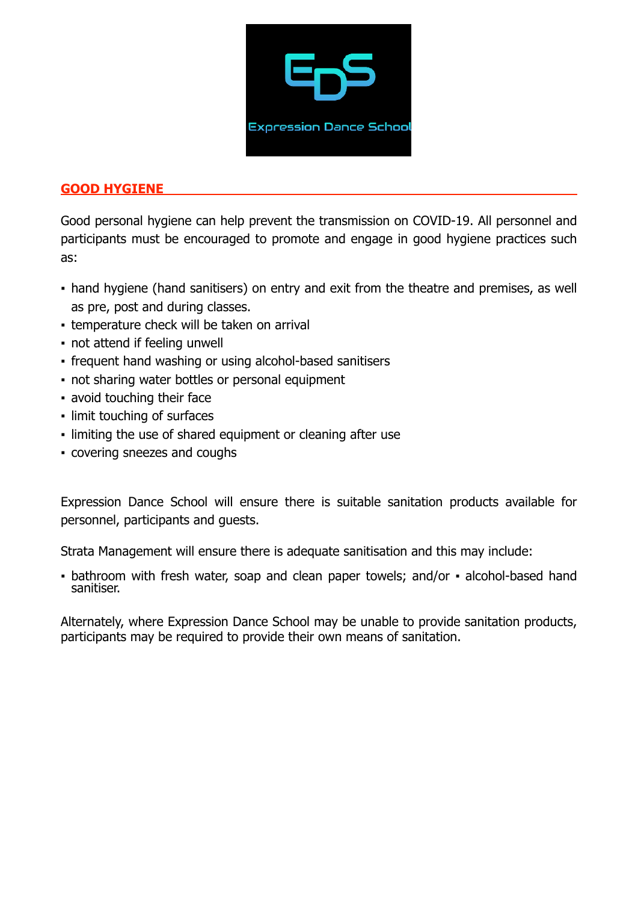## GOOD HYGIENE

Good personal hygiene can help prevent the transmission on COVID-19. All personnel and participants must be encouraged to promote and engage in good hygiene practices such as:

- hand hygiene (hand sanitisers) on entry and exit from the theatre and premises, as well as pre, post and during classes.
- temperature check will be taken on arrival
- not attend if feeling unwell
- frequent hand washing or using alcohol-based sanitisers
- not sharing water bottles or personal equipment
- avoid touching their face
- limit touching of surfaces
- limiting the use of shared equipment or cleaning after use
- covering sneezes and coughs

Expression Dance School will ensure there is suitable sanitation products available for personnel, participants and guests.

Strata Management will ensure there is adequate sanitisation and this may include:

- bathroom with fresh water, soap and clean paper towels; and/or ▪ alcohol-based hand sanitiser.

Alternately, where Expression Dance School may be unable to provide sanitation products, participants may be required to provide their own means of sanitation.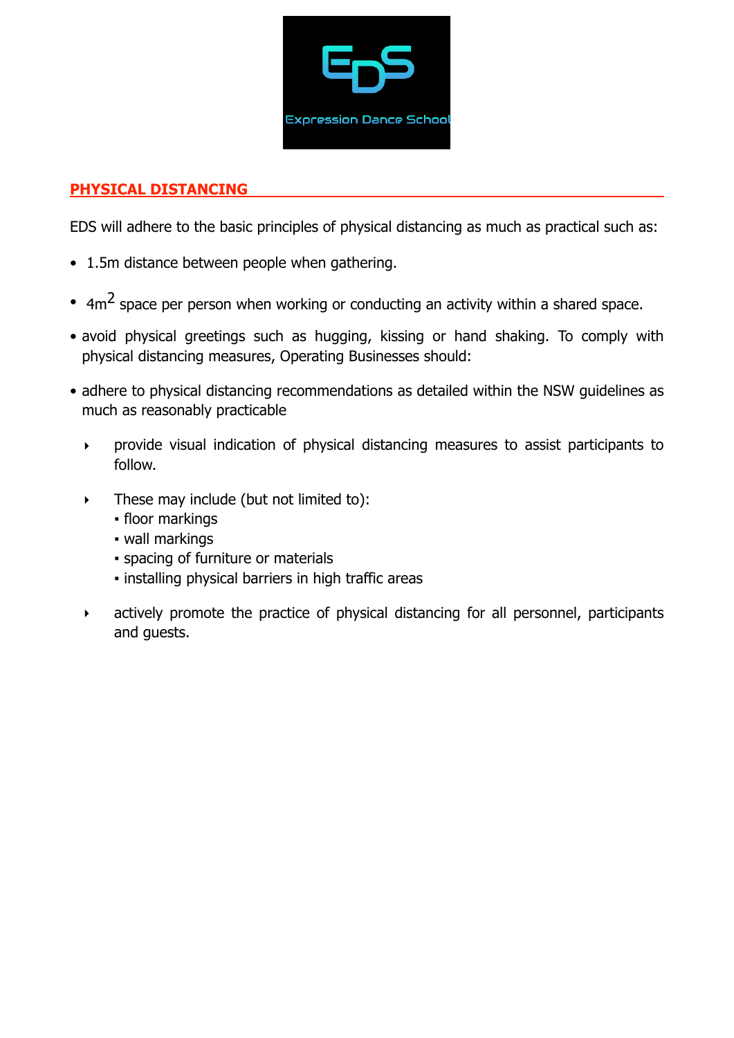## PHYSICAL DISTANCING

EDS will adhere to the basic principles of physical distancing as much as practical such as:

- 1.5m distance between people when gathering.
- $4m^2$ space per person when working or conducting an activity within a shared space.
- avoid physical greetings such as hugging, kissing or hand shaking. To comply with physical distancing measures, Operating Businesses should:
- adhere to physical distancing recommendations as detailed within the NSW guidelines as much as reasonably practicable
    - provide visual indication of physical distancing measures to assist participants to follow.
    - These may include (but not limited to):
        - floor markings
        - wall markings
        - spacing of furniture or materials
        - installing physical barriers in high traffic areas
    - actively promote the practice of physical distancing for all personnel, participants and guests.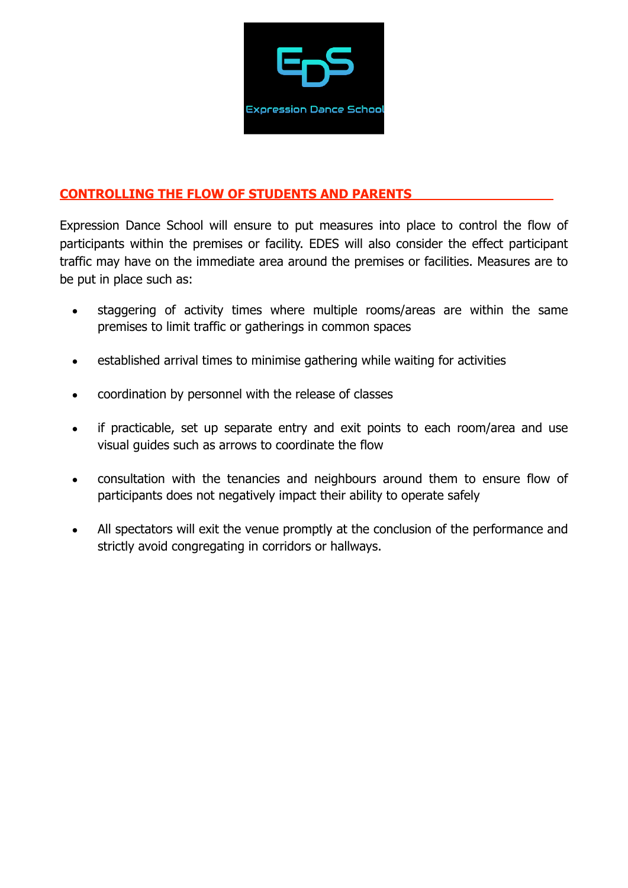## CONTROLLING THE FLOW OF STUDENTS AND PARENTS

Expression Dance School will ensure to put measures into place to control the flow of participants within the premises or facility. EDES will also consider the effect participant traffic may have on the immediate area around the premises or facilities. Measures are to be put in place such as:

- staggering of activity times where multiple rooms/areas are within the same premises to limit traffic or gatherings in common spaces
- established arrival times to minimise gathering while waiting for activities
- coordination by personnel with the release of classes
- if practicable, set up separate entry and exit points to each room/area and use visual guides such as arrows to coordinate the flow
- consultation with the tenancies and neighbours around them to ensure flow of participants does not negatively impact their ability to operate safely
- All spectators will exit the venue promptly at the conclusion of the performance and strictly avoid congregating in corridors or hallways.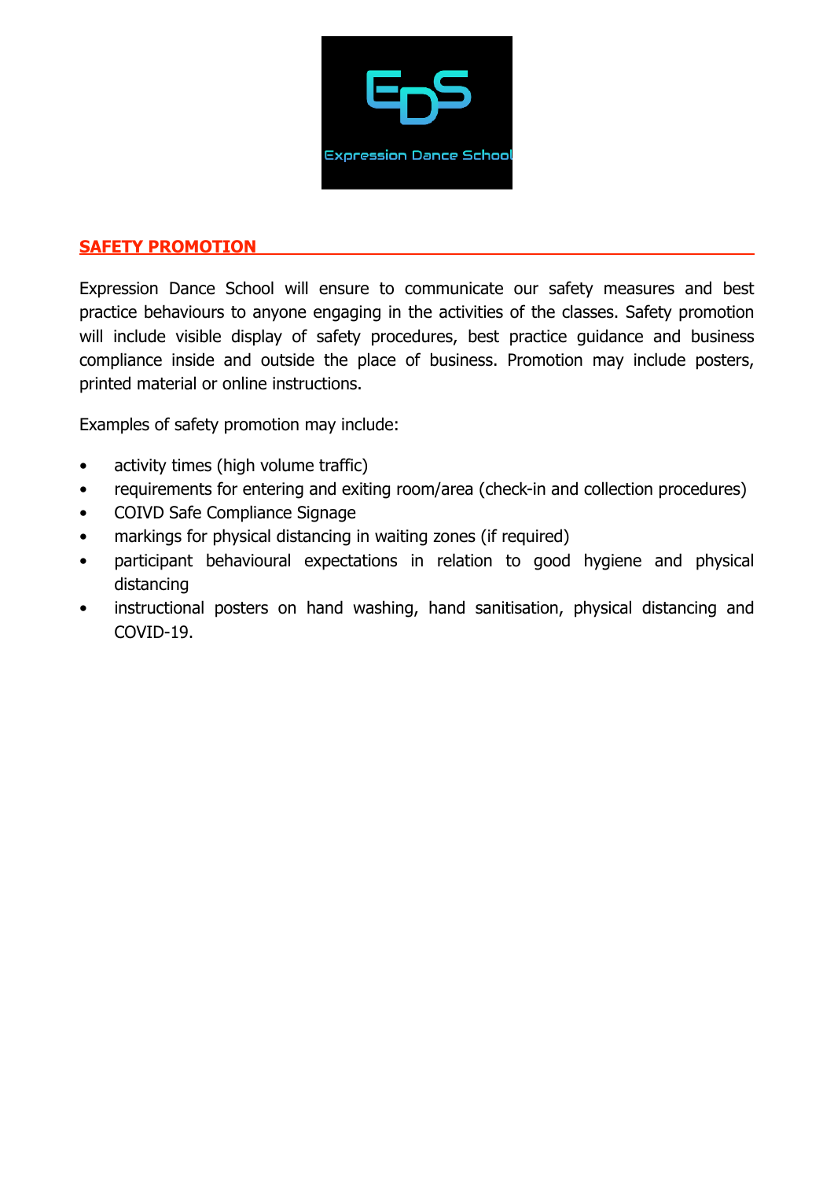## SAFETY PROMOTION

Expression Dance School will ensure to communicate our safety measures and best practice behaviours to anyone engaging in the activities of the classes. Safety promotion will include visible display of safety procedures, best practice guidance and business compliance inside and outside the place of business. Promotion may include posters, printed material or online instructions.

Examples of safety promotion may include:

- activity times (high volume traffic)
- requirements for entering and exiting room/area (check-in and collection procedures)
- COIVD Safe Compliance Signage
- markings for physical distancing in waiting zones (if required)
- participant behavioural expectations in relation to good hygiene and physical distancing
- instructional posters on hand washing, hand sanitisation, physical distancing and COVID-19.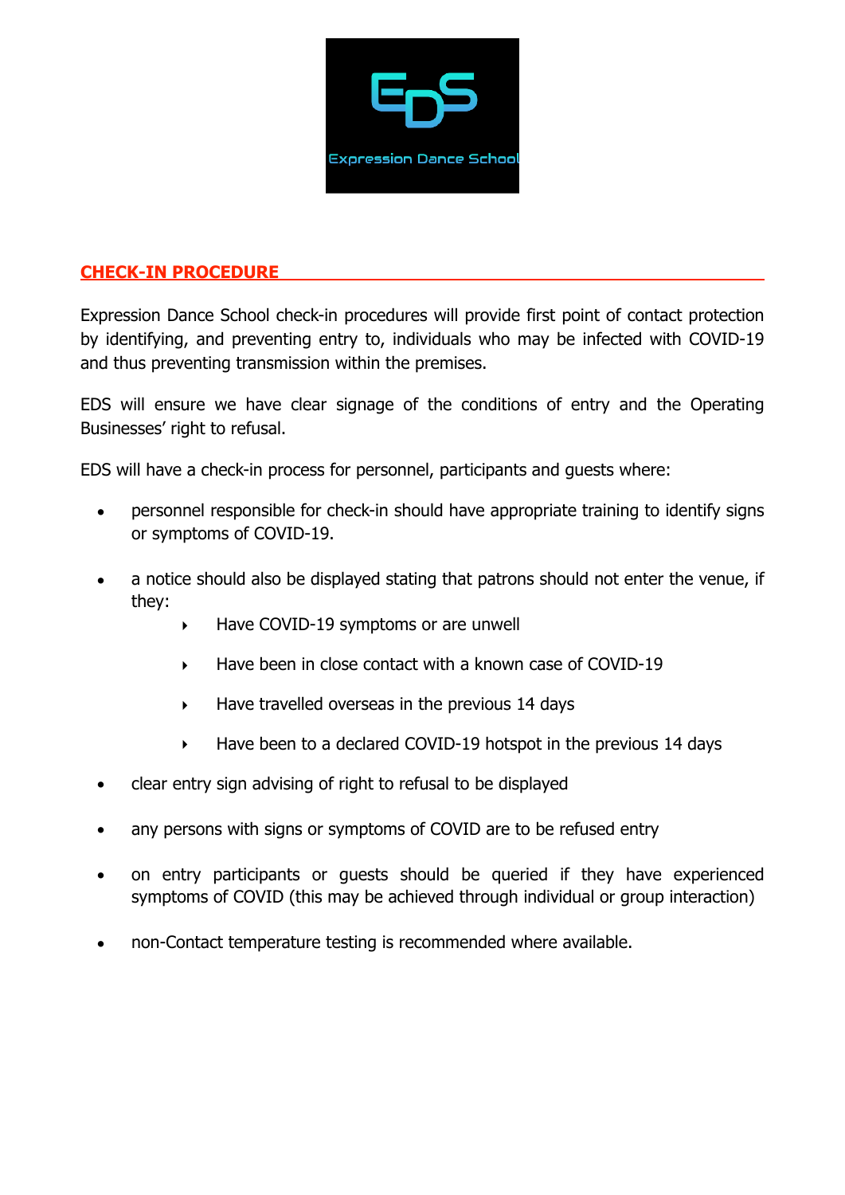## CHECK-IN PROCEDURE

Expression Dance School check-in procedures will provide first point of contact protection by identifying, and preventing entry to, individuals who may be infected with COVID-19 and thus preventing transmission within the premises.

EDS will ensure we have clear signage of the conditions of entry and the Operating Businesses' right to refusal.

EDS will have a check-in process for personnel, participants and guests where:

- personnel responsible for check-in should have appropriate training to identify signs or symptoms of COVID-19.
- a notice should also be displayed stating that patrons should not enter the venue, if they:
  - Have COVID-19 symptoms or are unwell
  - Have been in close contact with a known case of COVID-19
  - Have travelled overseas in the previous 14 days
  - Have been to a declared COVID-19 hotspot in the previous 14 days
- clear entry sign advising of right to refusal to be displayed
- any persons with signs or symptoms of COVID are to be refused entry
- on entry participants or guests should be queried if they have experienced symptoms of COVID (this may be achieved through individual or group interaction)
- non-Contact temperature testing is recommended where available.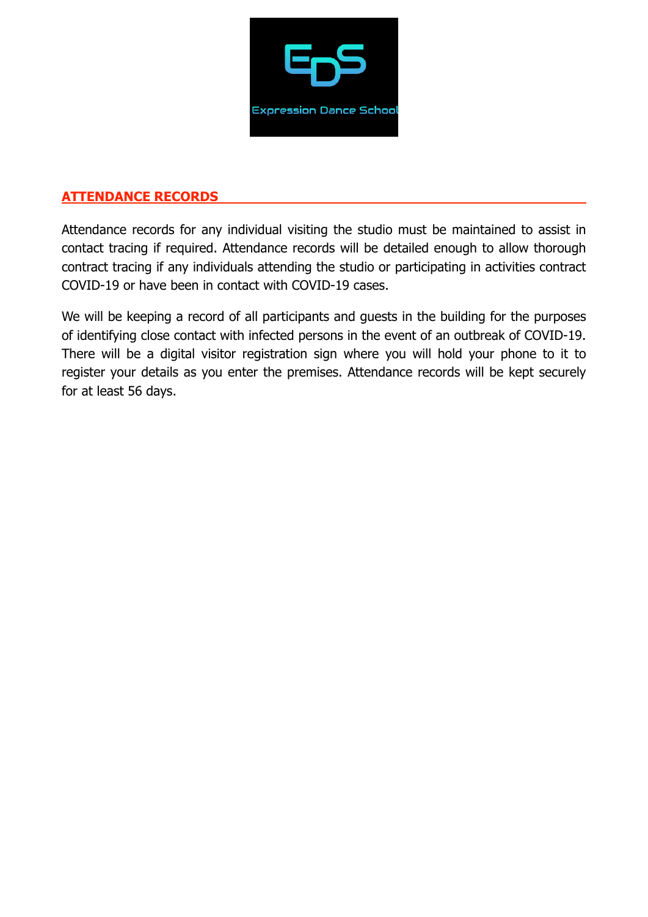## ATTENDANCE RECORDS

Attendance records for any individual visiting the studio must be maintained to assist in contact tracing if required. Attendance records will be detailed enough to allow thorough contract tracing if any individuals attending the studio or participating in activities contract COVID-19 or have been in contact with COVID-19 cases.

We will be keeping a record of all participants and guests in the building for the purposes of identifying close contact with infected persons in the event of an outbreak of COVID-19. There will be a digital visitor registration sign where you will hold your phone to it to register your details as you enter the premises. Attendance records will be kept securely for at least 56 days.